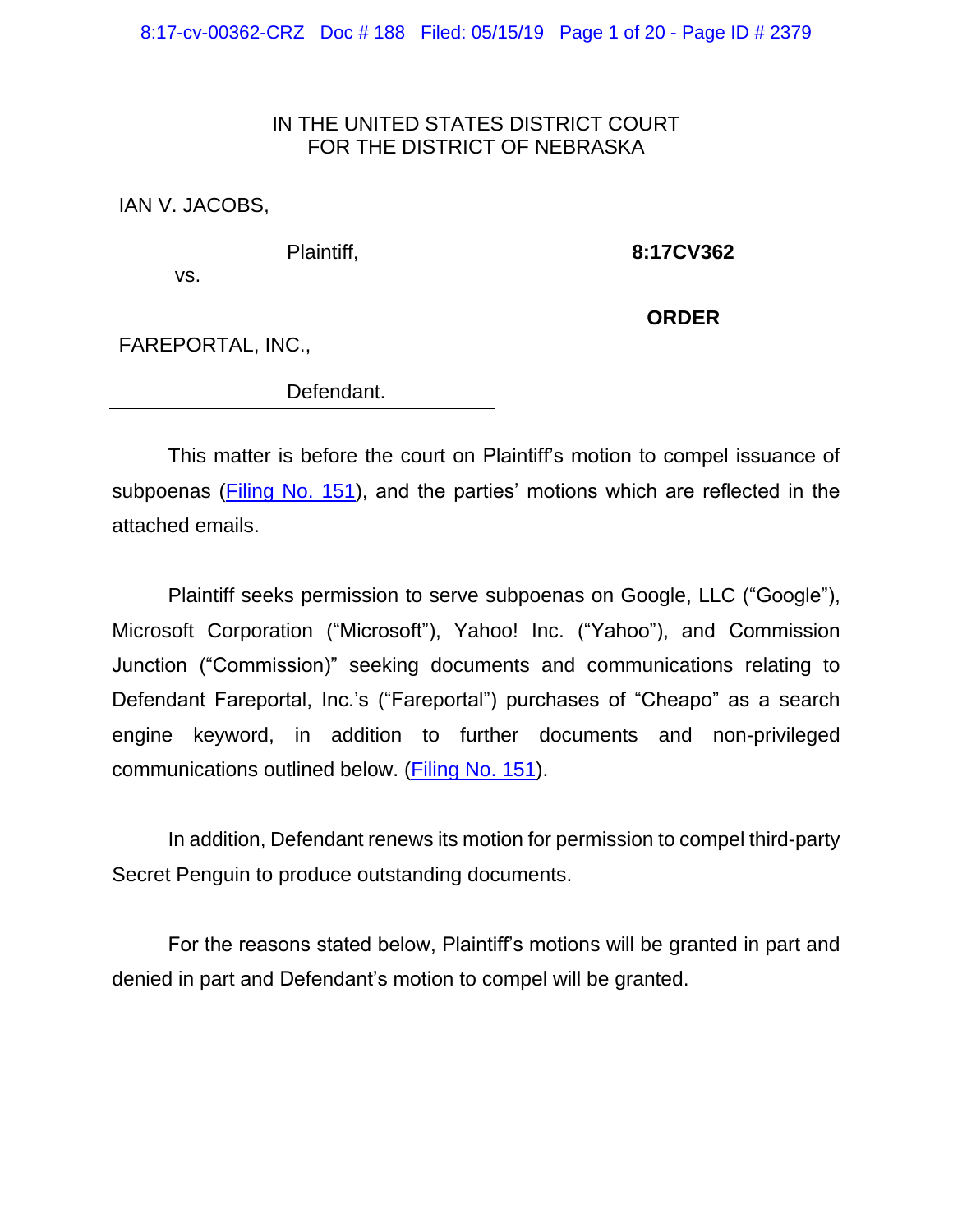IN THE UNITED STATES DISTRICT COURT
FOR THE DISTRICT OF NEBRASKA

| | |
|---|---|
| IAN V. JACOBS, Plaintiff, vs. FAREPORTAL, INC., Defendant. | **8:17CV362** **ORDER** |

This matter is before the court on Plaintiff's motion to compel issuance of subpoenas (Filing No. 151), and the parties' motions which are reflected in the attached emails.

Plaintiff seeks permission to serve subpoenas on Google, LLC ("Google"), Microsoft Corporation ("Microsoft"), Yahoo! Inc. ("Yahoo"), and Commission Junction ("Commission)" seeking documents and communications relating to Defendant Fareportal, Inc.'s ("Fareportal") purchases of "Cheapo" as a search engine keyword, in addition to further documents and non-privileged communications outlined below. (Filing No. 151).

In addition, Defendant renews its motion for permission to compel third-party Secret Penguin to produce outstanding documents.

For the reasons stated below, Plaintiff's motions will be granted in part and denied in part and Defendant's motion to compel will be granted.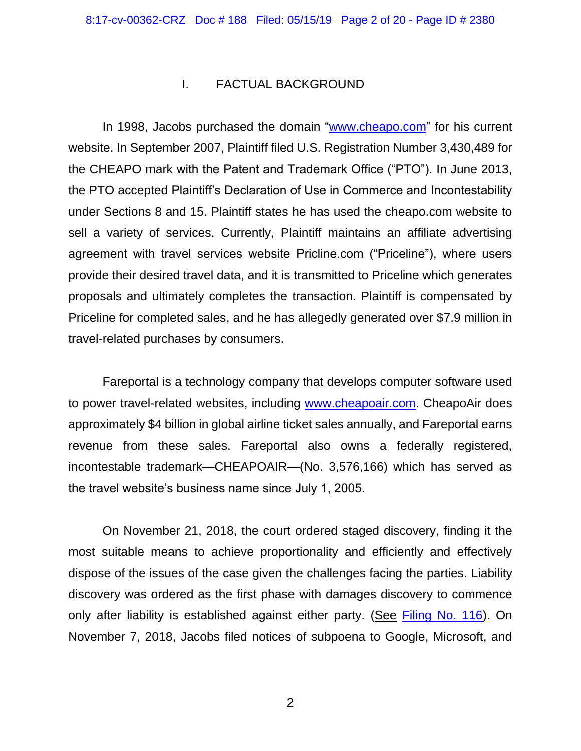## I. FACTUAL BACKGROUND

In 1998, Jacobs purchased the domain "www.cheapo.com" for his current website. In September 2007, Plaintiff filed U.S. Registration Number 3,430,489 for the CHEAPO mark with the Patent and Trademark Office ("PTO"). In June 2013, the PTO accepted Plaintiff's Declaration of Use in Commerce and Incontestability under Sections 8 and 15. Plaintiff states he has used the cheapo.com website to sell a variety of services. Currently, Plaintiff maintains an affiliate advertising agreement with travel services website Pricline.com ("Priceline"), where users provide their desired travel data, and it is transmitted to Priceline which generates proposals and ultimately completes the transaction. Plaintiff is compensated by Priceline for completed sales, and he has allegedly generated over $7.9 million in travel-related purchases by consumers.

Fareportal is a technology company that develops computer software used to power travel-related websites, including www.cheapoair.com. CheapoAir does approximately $4 billion in global airline ticket sales annually, and Fareportal earns revenue from these sales. Fareportal also owns a federally registered, incontestable trademark—CHEAPOAIR—(No. 3,576,166) which has served as the travel website's business name since July 1, 2005.

On November 21, 2018, the court ordered staged discovery, finding it the most suitable means to achieve proportionality and efficiently and effectively dispose of the issues of the case given the challenges facing the parties. Liability discovery was ordered as the first phase with damages discovery to commence only after liability is established against either party. (See Filing No. 116). On November 7, 2018, Jacobs filed notices of subpoena to Google, Microsoft, and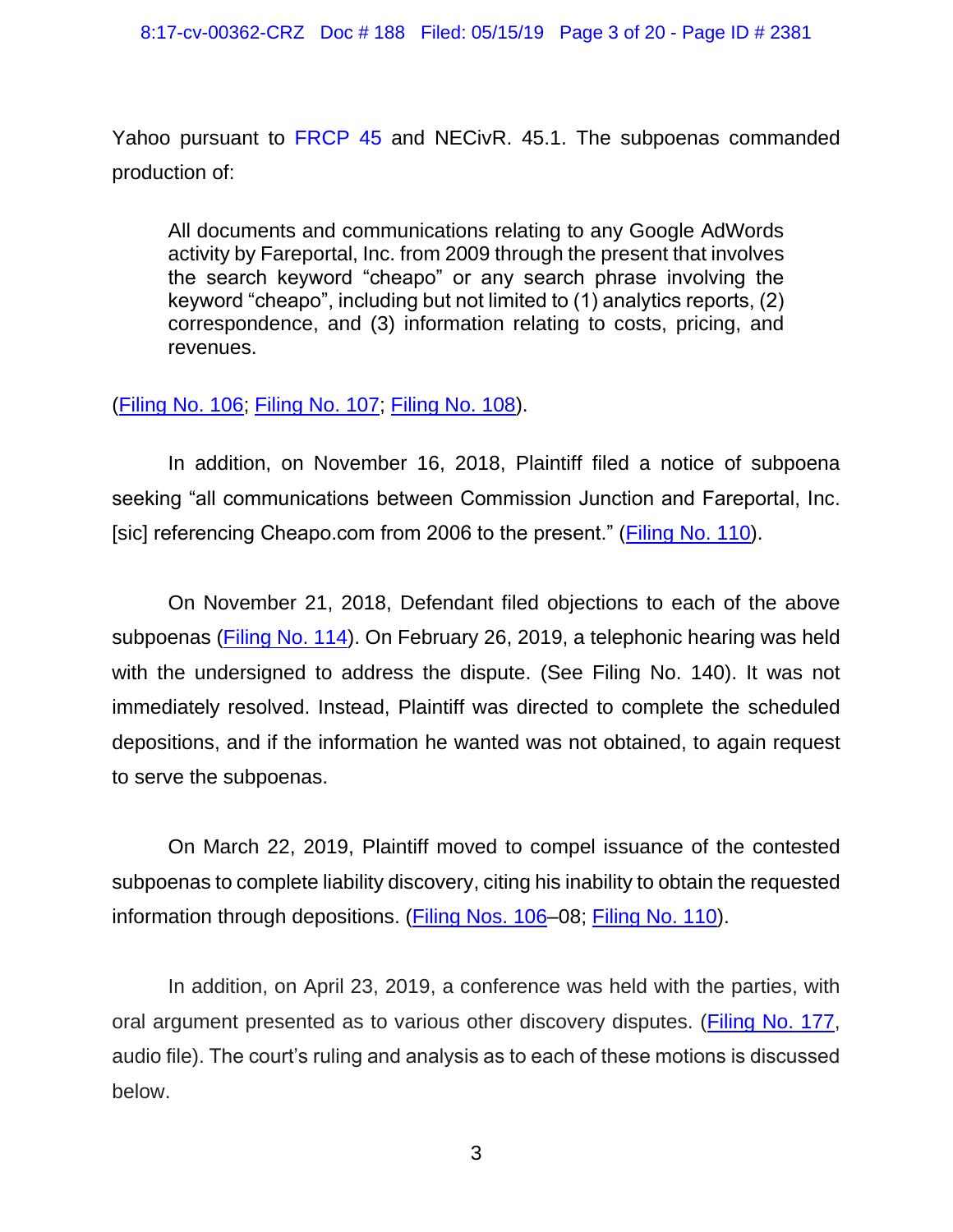Yahoo pursuant to FRCP 45 and NECivR. 45.1. The subpoenas commanded production of:

> All documents and communications relating to any Google AdWords activity by Fareportal, Inc. from 2009 through the present that involves the search keyword "cheapo" or any search phrase involving the keyword "cheapo", including but not limited to (1) analytics reports, (2) correspondence, and (3) information relating to costs, pricing, and revenues.

(Filing No. 106; Filing No. 107; Filing No. 108).

In addition, on November 16, 2018, Plaintiff filed a notice of subpoena seeking "all communications between Commission Junction and Fareportal, Inc. [sic] referencing Cheapo.com from 2006 to the present." (Filing No. 110).

On November 21, 2018, Defendant filed objections to each of the above subpoenas (Filing No. 114). On February 26, 2019, a telephonic hearing was held with the undersigned to address the dispute. (See Filing No. 140). It was not immediately resolved. Instead, Plaintiff was directed to complete the scheduled depositions, and if the information he wanted was not obtained, to again request to serve the subpoenas.

On March 22, 2019, Plaintiff moved to compel issuance of the contested subpoenas to complete liability discovery, citing his inability to obtain the requested information through depositions. (Filing Nos. 106–08; Filing No. 110).

In addition, on April 23, 2019, a conference was held with the parties, with oral argument presented as to various other discovery disputes. (Filing No. 177, audio file). The court's ruling and analysis as to each of these motions is discussed below.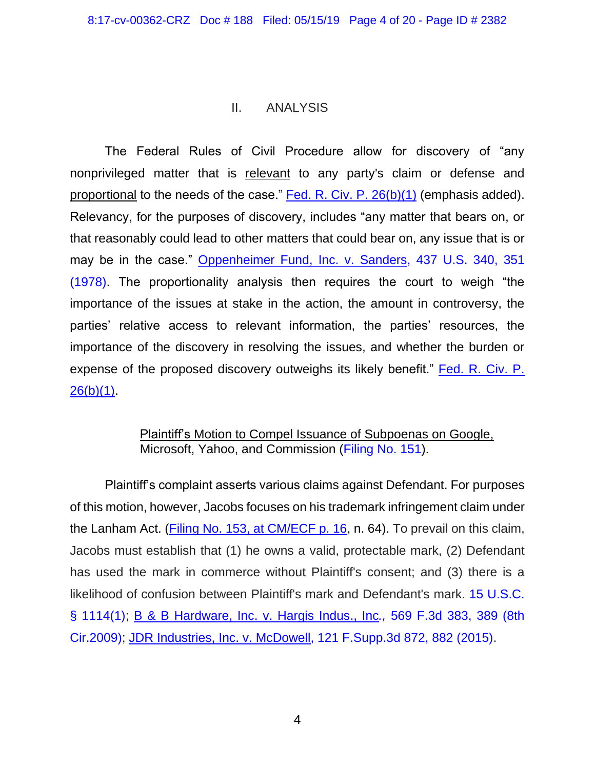## II. ANALYSIS

The Federal Rules of Civil Procedure allow for discovery of "any nonprivileged matter that is <u>relevant</u> to any party's claim or defense and <u>proportional</u> to the needs of the case." Fed. R. Civ. P. 26(b)(1) (emphasis added). Relevancy, for the purposes of discovery, includes "any matter that bears on, or that reasonably could lead to other matters that could bear on, any issue that is or may be in the case." Oppenheimer Fund, Inc. v. Sanders, 437 U.S. 340, 351 (1978). The proportionality analysis then requires the court to weigh "the importance of the issues at stake in the action, the amount in controversy, the parties' relative access to relevant information, the parties' resources, the importance of the discovery in resolving the issues, and whether the burden or expense of the proposed discovery outweighs its likely benefit." Fed. R. Civ. P. 26(b)(1).

<u>Plaintiff's Motion to Compel Issuance of Subpoenas on Google, Microsoft, Yahoo, and Commission (Filing No. 151).</u>

Plaintiff's complaint asserts various claims against Defendant. For purposes of this motion, however, Jacobs focuses on his trademark infringement claim under the Lanham Act. (Filing No. 153, at CM/ECF p. 16, n. 64). To prevail on this claim, Jacobs must establish that (1) he owns a valid, protectable mark, (2) Defendant has used the mark in commerce without Plaintiff's consent; and (3) there is a likelihood of confusion between Plaintiff's mark and Defendant's mark. 15 U.S.C. § 1114(1); B & B Hardware, Inc. v. Hargis Indus., Inc*.*, 569 F.3d 383, 389 (8th Cir.2009); JDR Industries, Inc. v. McDowell, 121 F.Supp.3d 872, 882 (2015).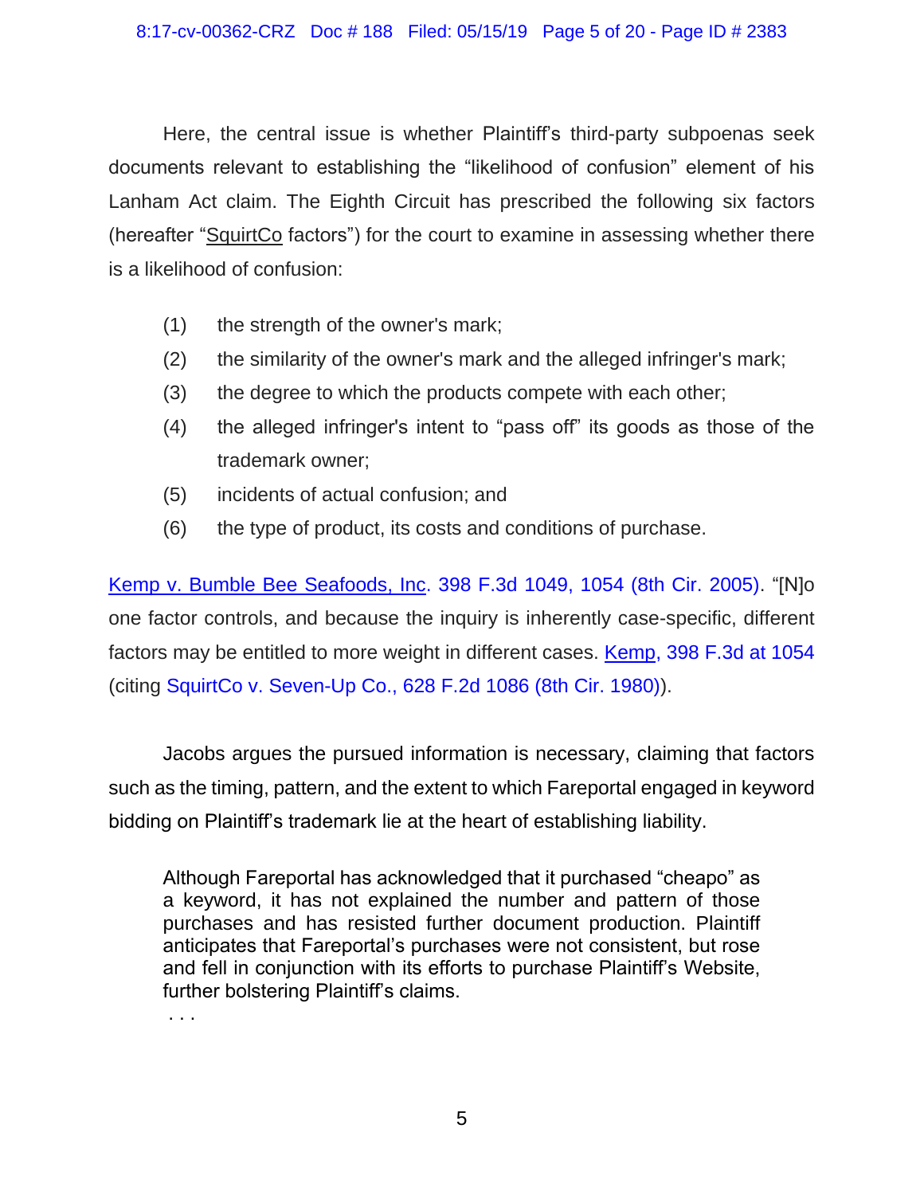Here, the central issue is whether Plaintiff's third-party subpoenas seek documents relevant to establishing the "likelihood of confusion" element of his Lanham Act claim. The Eighth Circuit has prescribed the following six factors (hereafter "SquirtCo factors") for the court to examine in assessing whether there is a likelihood of confusion:

(1) the strength of the owner's mark;

(2) the similarity of the owner's mark and the alleged infringer's mark;

(3) the degree to which the products compete with each other;

(4) the alleged infringer's intent to "pass off" its goods as those of the trademark owner;

(5) incidents of actual confusion; and

(6) the type of product, its costs and conditions of purchase.

Kemp v. Bumble Bee Seafoods, Inc. 398 F.3d 1049, 1054 (8th Cir. 2005). "[N]o one factor controls, and because the inquiry is inherently case-specific, different factors may be entitled to more weight in different cases. Kemp, 398 F.3d at 1054 (citing SquirtCo v. Seven-Up Co., 628 F.2d 1086 (8th Cir. 1980)).

Jacobs argues the pursued information is necessary, claiming that factors such as the timing, pattern, and the extent to which Fareportal engaged in keyword bidding on Plaintiff's trademark lie at the heart of establishing liability.

> Although Fareportal has acknowledged that it purchased "cheapo" as a keyword, it has not explained the number and pattern of those purchases and has resisted further document production. Plaintiff anticipates that Fareportal's purchases were not consistent, but rose and fell in conjunction with its efforts to purchase Plaintiff's Website, further bolstering Plaintiff's claims.
>
> . . .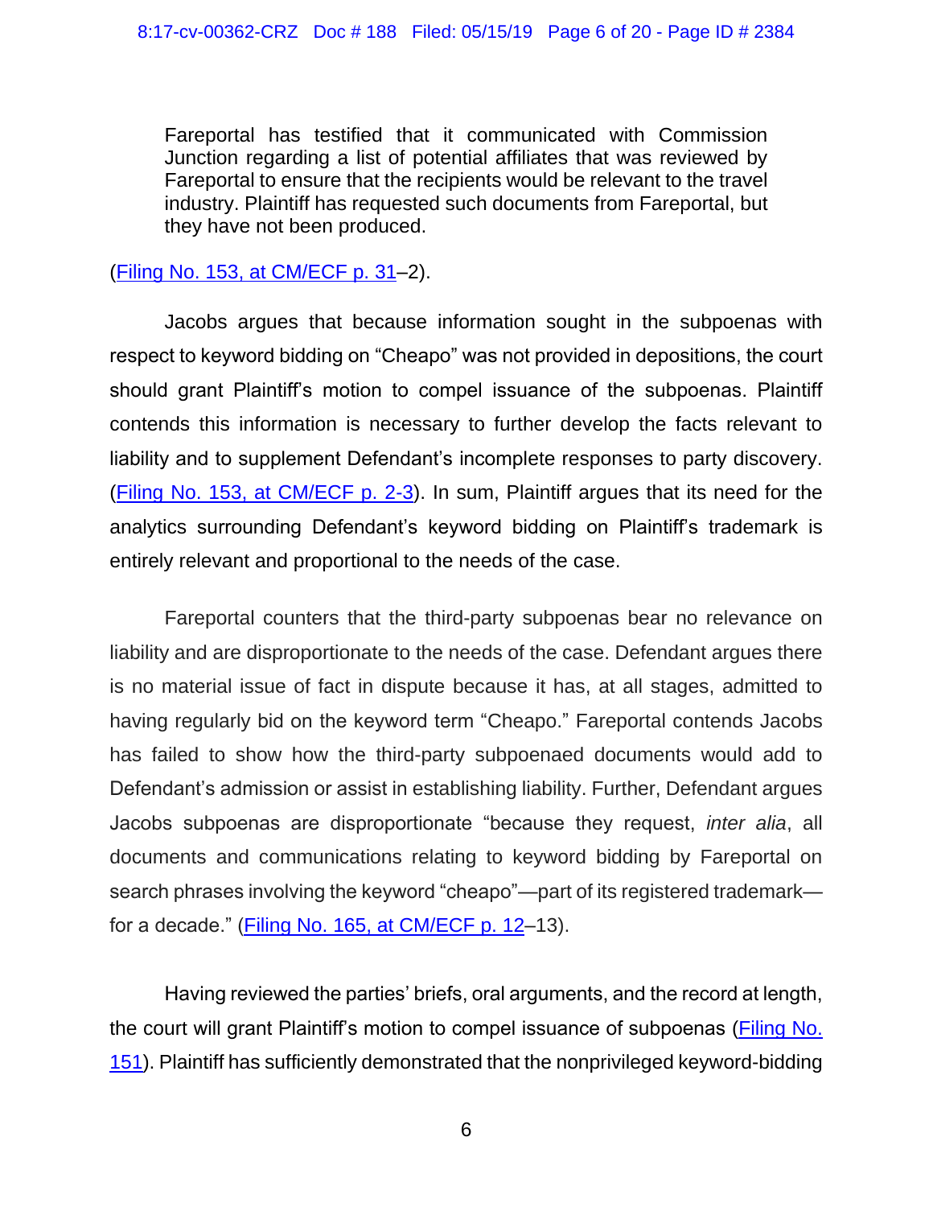> Fareportal has testified that it communicated with Commission Junction regarding a list of potential affiliates that was reviewed by Fareportal to ensure that the recipients would be relevant to the travel industry. Plaintiff has requested such documents from Fareportal, but they have not been produced.

(Filing No. 153, at CM/ECF p. 31–2).

Jacobs argues that because information sought in the subpoenas with respect to keyword bidding on "Cheapo" was not provided in depositions, the court should grant Plaintiff's motion to compel issuance of the subpoenas. Plaintiff contends this information is necessary to further develop the facts relevant to liability and to supplement Defendant's incomplete responses to party discovery. (Filing No. 153, at CM/ECF p. 2-3). In sum, Plaintiff argues that its need for the analytics surrounding Defendant's keyword bidding on Plaintiff's trademark is entirely relevant and proportional to the needs of the case.

Fareportal counters that the third-party subpoenas bear no relevance on liability and are disproportionate to the needs of the case. Defendant argues there is no material issue of fact in dispute because it has, at all stages, admitted to having regularly bid on the keyword term "Cheapo." Fareportal contends Jacobs has failed to show how the third-party subpoenaed documents would add to Defendant's admission or assist in establishing liability. Further, Defendant argues Jacobs subpoenas are disproportionate "because they request, *inter alia*, all documents and communications relating to keyword bidding by Fareportal on search phrases involving the keyword "cheapo"—part of its registered trademark—for a decade." (Filing No. 165, at CM/ECF p. 12–13).

Having reviewed the parties' briefs, oral arguments, and the record at length, the court will grant Plaintiff's motion to compel issuance of subpoenas (Filing No. 151). Plaintiff has sufficiently demonstrated that the nonprivileged keyword-bidding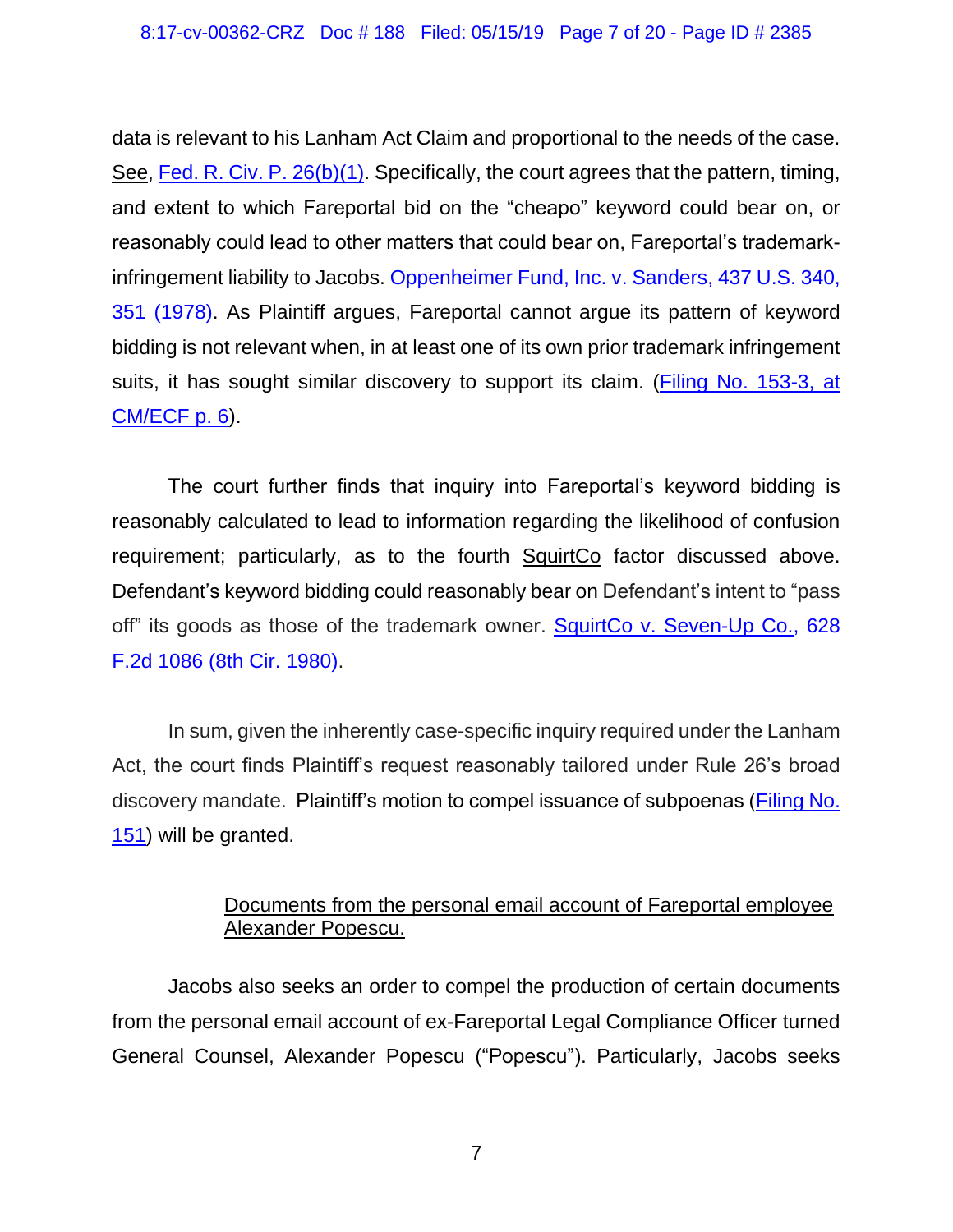data is relevant to his Lanham Act Claim and proportional to the needs of the case. See, Fed. R. Civ. P. 26(b)(1). Specifically, the court agrees that the pattern, timing, and extent to which Fareportal bid on the "cheapo" keyword could bear on, or reasonably could lead to other matters that could bear on, Fareportal's trademark-infringement liability to Jacobs. Oppenheimer Fund, Inc. v. Sanders, 437 U.S. 340, 351 (1978). As Plaintiff argues, Fareportal cannot argue its pattern of keyword bidding is not relevant when, in at least one of its own prior trademark infringement suits, it has sought similar discovery to support its claim. (Filing No. 153-3, at CM/ECF p. 6).

The court further finds that inquiry into Fareportal's keyword bidding is reasonably calculated to lead to information regarding the likelihood of confusion requirement; particularly, as to the fourth SquirtCo factor discussed above. Defendant's keyword bidding could reasonably bear on Defendant's intent to "pass off" its goods as those of the trademark owner. SquirtCo v. Seven-Up Co., 628 F.2d 1086 (8th Cir. 1980).

In sum, given the inherently case-specific inquiry required under the Lanham Act, the court finds Plaintiff's request reasonably tailored under Rule 26's broad discovery mandate. Plaintiff's motion to compel issuance of subpoenas (Filing No. 151) will be granted.

<u>Documents from the personal email account of Fareportal employee Alexander Popescu.</u>

Jacobs also seeks an order to compel the production of certain documents from the personal email account of ex-Fareportal Legal Compliance Officer turned General Counsel, Alexander Popescu ("Popescu"). Particularly, Jacobs seeks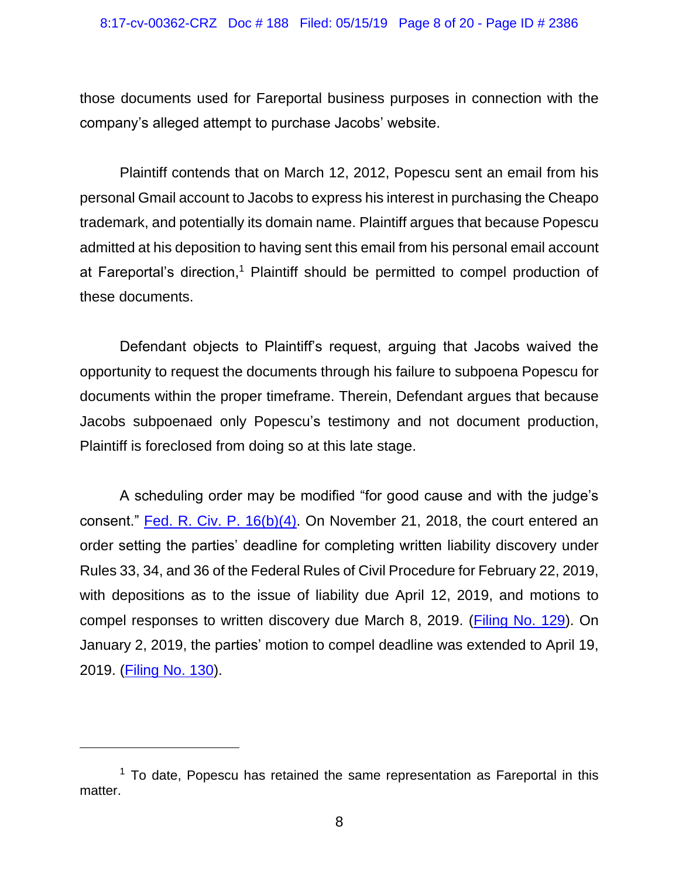those documents used for Fareportal business purposes in connection with the company's alleged attempt to purchase Jacobs' website.

Plaintiff contends that on March 12, 2012, Popescu sent an email from his personal Gmail account to Jacobs to express his interest in purchasing the Cheapo trademark, and potentially its domain name. Plaintiff argues that because Popescu admitted at his deposition to having sent this email from his personal email account at Fareportal's direction,[1] Plaintiff should be permitted to compel production of these documents.

Defendant objects to Plaintiff's request, arguing that Jacobs waived the opportunity to request the documents through his failure to subpoena Popescu for documents within the proper timeframe. Therein, Defendant argues that because Jacobs subpoenaed only Popescu's testimony and not document production, Plaintiff is foreclosed from doing so at this late stage.

A scheduling order may be modified "for good cause and with the judge's consent." Fed. R. Civ. P. 16(b)(4). On November 21, 2018, the court entered an order setting the parties' deadline for completing written liability discovery under Rules 33, 34, and 36 of the Federal Rules of Civil Procedure for February 22, 2019, with depositions as to the issue of liability due April 12, 2019, and motions to compel responses to written discovery due March 8, 2019. (Filing No. 129). On January 2, 2019, the parties' motion to compel deadline was extended to April 19, 2019. (Filing No. 130).

---

[1] To date, Popescu has retained the same representation as Fareportal in this matter.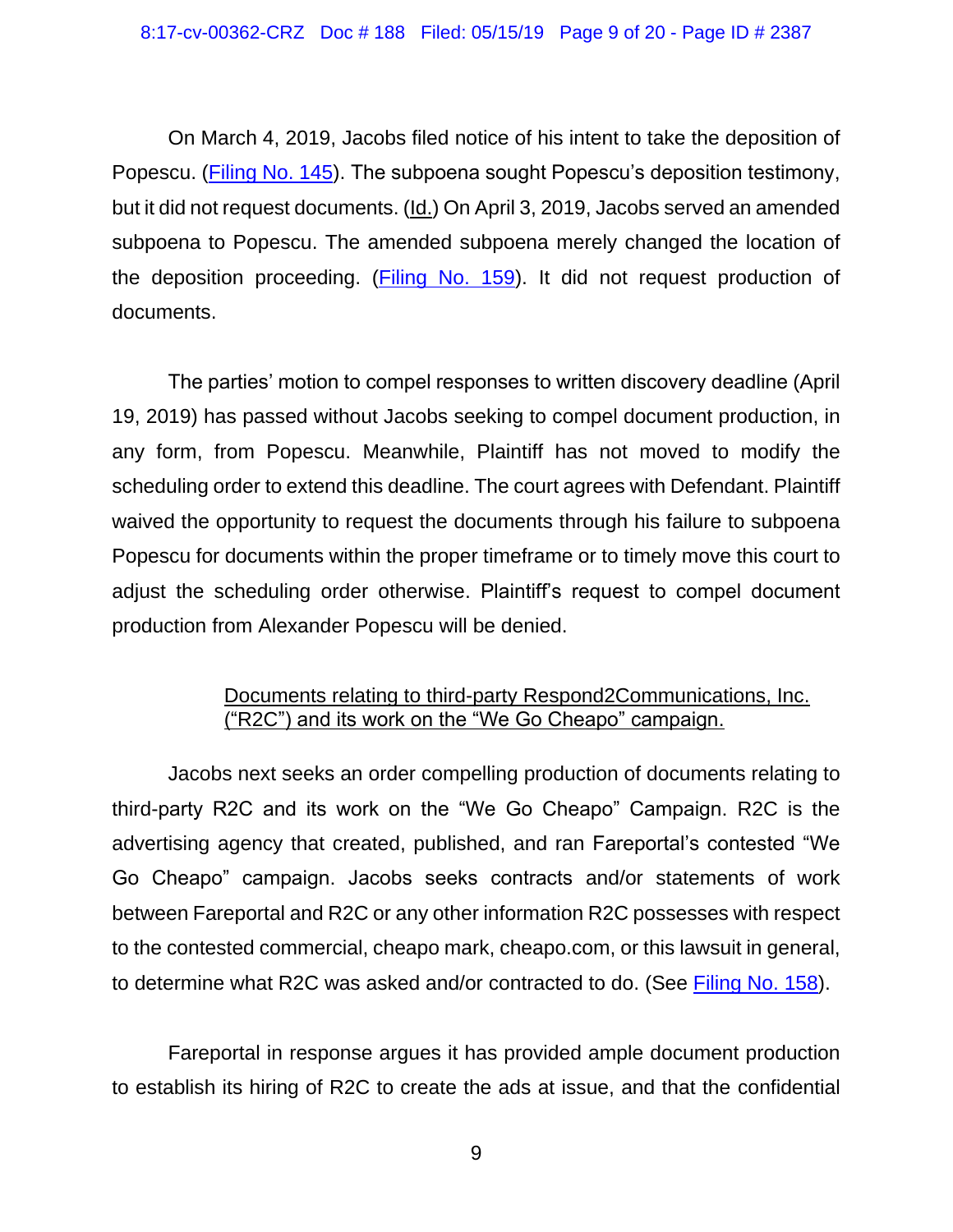On March 4, 2019, Jacobs filed notice of his intent to take the deposition of Popescu. (Filing No. 145). The subpoena sought Popescu's deposition testimony, but it did not request documents. (Id.) On April 3, 2019, Jacobs served an amended subpoena to Popescu. The amended subpoena merely changed the location of the deposition proceeding. (Filing No. 159). It did not request production of documents.

The parties' motion to compel responses to written discovery deadline (April 19, 2019) has passed without Jacobs seeking to compel document production, in any form, from Popescu. Meanwhile, Plaintiff has not moved to modify the scheduling order to extend this deadline. The court agrees with Defendant. Plaintiff waived the opportunity to request the documents through his failure to subpoena Popescu for documents within the proper timeframe or to timely move this court to adjust the scheduling order otherwise. Plaintiff's request to compel document production from Alexander Popescu will be denied.

<u>Documents relating to third-party Respond2Communications, Inc. ("R2C") and its work on the "We Go Cheapo" campaign.</u>

Jacobs next seeks an order compelling production of documents relating to third-party R2C and its work on the "We Go Cheapo" Campaign. R2C is the advertising agency that created, published, and ran Fareportal's contested "We Go Cheapo" campaign. Jacobs seeks contracts and/or statements of work between Fareportal and R2C or any other information R2C possesses with respect to the contested commercial, cheapo mark, cheapo.com, or this lawsuit in general, to determine what R2C was asked and/or contracted to do. (See Filing No. 158).

Fareportal in response argues it has provided ample document production to establish its hiring of R2C to create the ads at issue, and that the confidential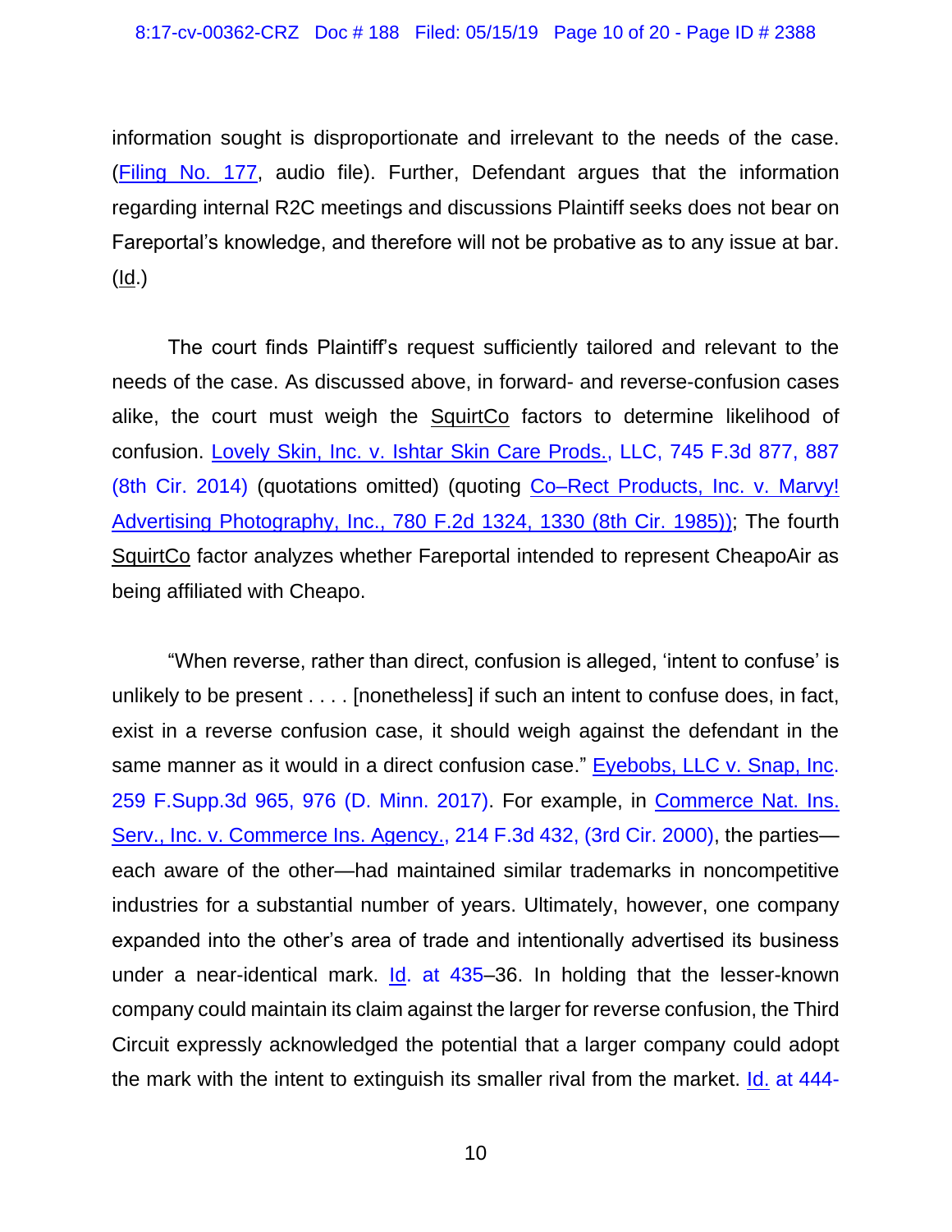information sought is disproportionate and irrelevant to the needs of the case. (Filing No. 177, audio file). Further, Defendant argues that the information regarding internal R2C meetings and discussions Plaintiff seeks does not bear on Fareportal's knowledge, and therefore will not be probative as to any issue at bar. (Id.)

The court finds Plaintiff's request sufficiently tailored and relevant to the needs of the case. As discussed above, in forward- and reverse-confusion cases alike, the court must weigh the SquirtCo factors to determine likelihood of confusion. Lovely Skin, Inc. v. Ishtar Skin Care Prods., LLC, 745 F.3d 877, 887 (8th Cir. 2014) (quotations omitted) (quoting Co–Rect Products, Inc. v. Marvy! Advertising Photography, Inc., 780 F.2d 1324, 1330 (8th Cir. 1985)); The fourth SquirtCo factor analyzes whether Fareportal intended to represent CheapoAir as being affiliated with Cheapo.

"When reverse, rather than direct, confusion is alleged, 'intent to confuse' is unlikely to be present . . . . [nonetheless] if such an intent to confuse does, in fact, exist in a reverse confusion case, it should weigh against the defendant in the same manner as it would in a direct confusion case." Eyebobs, LLC v. Snap, Inc. 259 F.Supp.3d 965, 976 (D. Minn. 2017). For example, in Commerce Nat. Ins. Serv., Inc. v. Commerce Ins. Agency., 214 F.3d 432, (3rd Cir. 2000), the parties—each aware of the other—had maintained similar trademarks in noncompetitive industries for a substantial number of years. Ultimately, however, one company expanded into the other's area of trade and intentionally advertised its business under a near-identical mark. Id. at 435–36. In holding that the lesser-known company could maintain its claim against the larger for reverse confusion, the Third Circuit expressly acknowledged the potential that a larger company could adopt the mark with the intent to extinguish its smaller rival from the market. Id. at 444-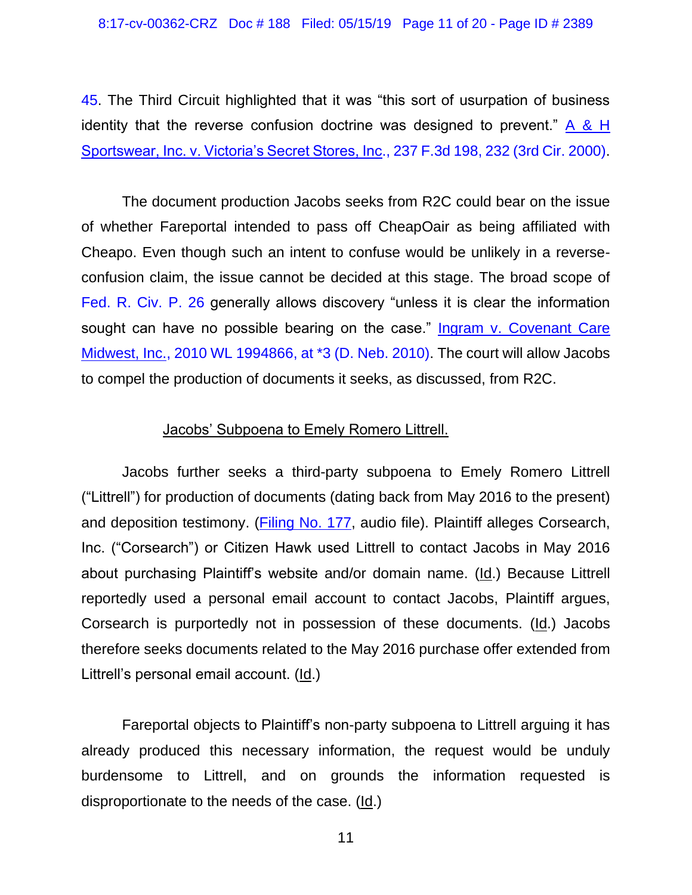45. The Third Circuit highlighted that it was "this sort of usurpation of business identity that the reverse confusion doctrine was designed to prevent." A & H Sportswear, Inc. v. Victoria's Secret Stores, Inc., 237 F.3d 198, 232 (3rd Cir. 2000).

The document production Jacobs seeks from R2C could bear on the issue of whether Fareportal intended to pass off CheapOair as being affiliated with Cheapo. Even though such an intent to confuse would be unlikely in a reverse-confusion claim, the issue cannot be decided at this stage. The broad scope of Fed. R. Civ. P. 26 generally allows discovery "unless it is clear the information sought can have no possible bearing on the case." Ingram v. Covenant Care Midwest, Inc., 2010 WL 1994866, at *3 (D. Neb. 2010). The court will allow Jacobs to compel the production of documents it seeks, as discussed, from R2C.

Jacobs' Subpoena to Emely Romero Littrell.

Jacobs further seeks a third-party subpoena to Emely Romero Littrell ("Littrell") for production of documents (dating back from May 2016 to the present) and deposition testimony. (Filing No. 177, audio file). Plaintiff alleges Corsearch, Inc. ("Corsearch") or Citizen Hawk used Littrell to contact Jacobs in May 2016 about purchasing Plaintiff's website and/or domain name. (Id.) Because Littrell reportedly used a personal email account to contact Jacobs, Plaintiff argues, Corsearch is purportedly not in possession of these documents. (Id.) Jacobs therefore seeks documents related to the May 2016 purchase offer extended from Littrell's personal email account. (Id.)

Fareportal objects to Plaintiff's non-party subpoena to Littrell arguing it has already produced this necessary information, the request would be unduly burdensome to Littrell, and on grounds the information requested is disproportionate to the needs of the case. (Id.)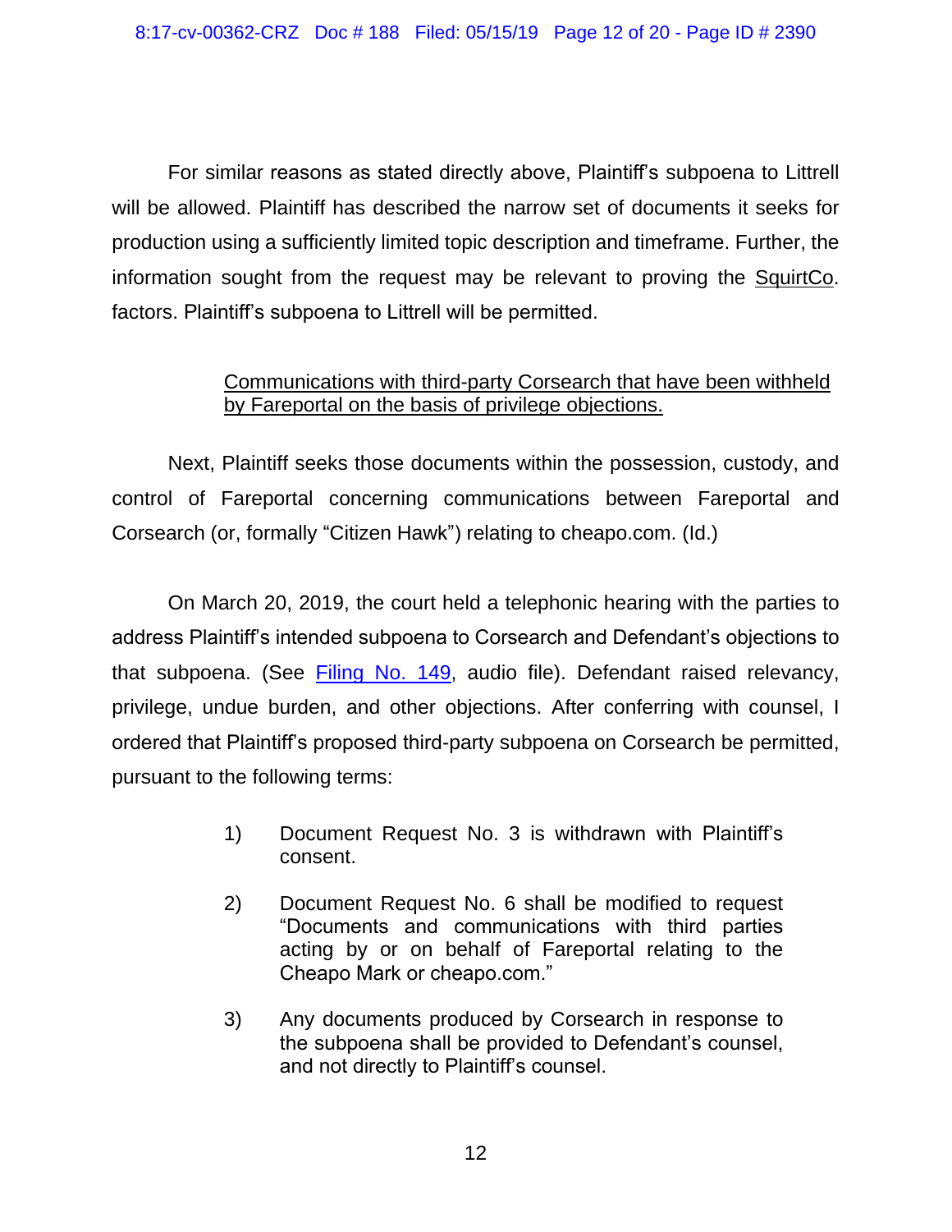For similar reasons as stated directly above, Plaintiff's subpoena to Littrell will be allowed. Plaintiff has described the narrow set of documents it seeks for production using a sufficiently limited topic description and timeframe. Further, the information sought from the request may be relevant to proving the SquirtCo. factors. Plaintiff's subpoena to Littrell will be permitted.

Communications with third-party Corsearch that have been withheld by Fareportal on the basis of privilege objections.

Next, Plaintiff seeks those documents within the possession, custody, and control of Fareportal concerning communications between Fareportal and Corsearch (or, formally "Citizen Hawk") relating to cheapo.com. (Id.)

On March 20, 2019, the court held a telephonic hearing with the parties to address Plaintiff's intended subpoena to Corsearch and Defendant's objections to that subpoena. (See Filing No. 149, audio file). Defendant raised relevancy, privilege, undue burden, and other objections. After conferring with counsel, I ordered that Plaintiff's proposed third-party subpoena on Corsearch be permitted, pursuant to the following terms:

1) Document Request No. 3 is withdrawn with Plaintiff's consent.

2) Document Request No. 6 shall be modified to request "Documents and communications with third parties acting by or on behalf of Fareportal relating to the Cheapo Mark or cheapo.com."

3) Any documents produced by Corsearch in response to the subpoena shall be provided to Defendant's counsel, and not directly to Plaintiff's counsel.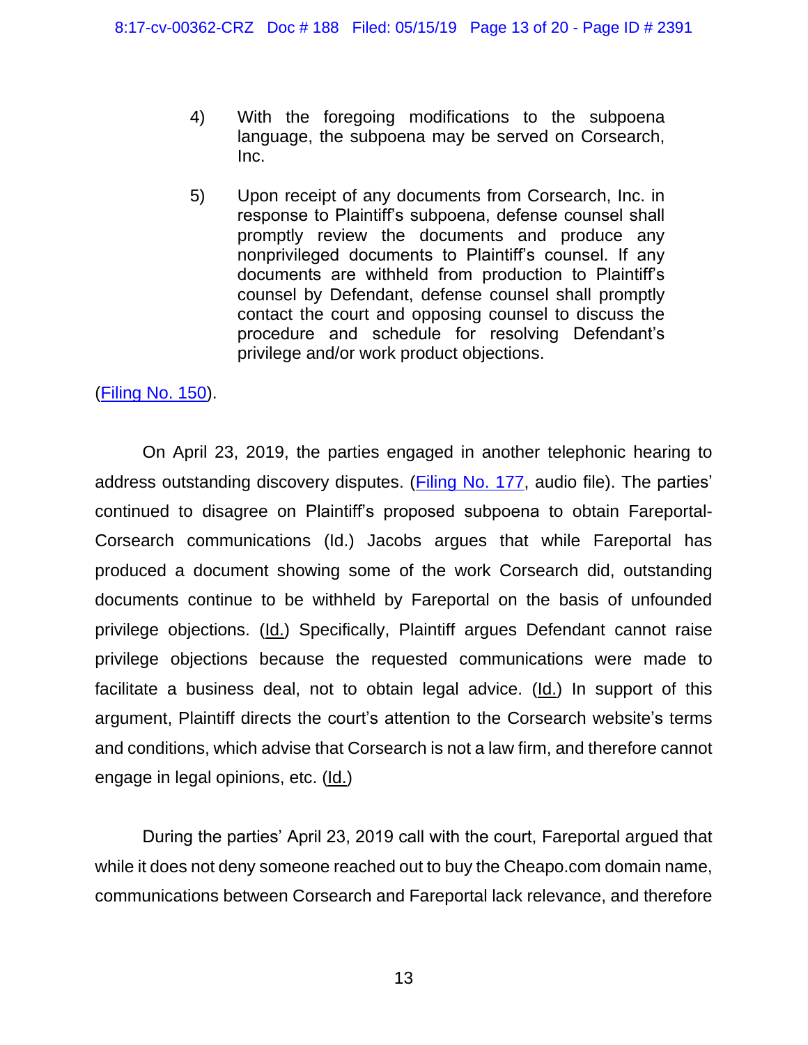4) With the foregoing modifications to the subpoena language, the subpoena may be served on Corsearch, Inc.

5) Upon receipt of any documents from Corsearch, Inc. in response to Plaintiff's subpoena, defense counsel shall promptly review the documents and produce any nonprivileged documents to Plaintiff's counsel. If any documents are withheld from production to Plaintiff's counsel by Defendant, defense counsel shall promptly contact the court and opposing counsel to discuss the procedure and schedule for resolving Defendant's privilege and/or work product objections.

(Filing No. 150).

On April 23, 2019, the parties engaged in another telephonic hearing to address outstanding discovery disputes. (Filing No. 177, audio file). The parties' continued to disagree on Plaintiff's proposed subpoena to obtain Fareportal-Corsearch communications (Id.) Jacobs argues that while Fareportal has produced a document showing some of the work Corsearch did, outstanding documents continue to be withheld by Fareportal on the basis of unfounded privilege objections. (Id.) Specifically, Plaintiff argues Defendant cannot raise privilege objections because the requested communications were made to facilitate a business deal, not to obtain legal advice. (Id.) In support of this argument, Plaintiff directs the court's attention to the Corsearch website's terms and conditions, which advise that Corsearch is not a law firm, and therefore cannot engage in legal opinions, etc. (Id.)

During the parties' April 23, 2019 call with the court, Fareportal argued that while it does not deny someone reached out to buy the Cheapo.com domain name, communications between Corsearch and Fareportal lack relevance, and therefore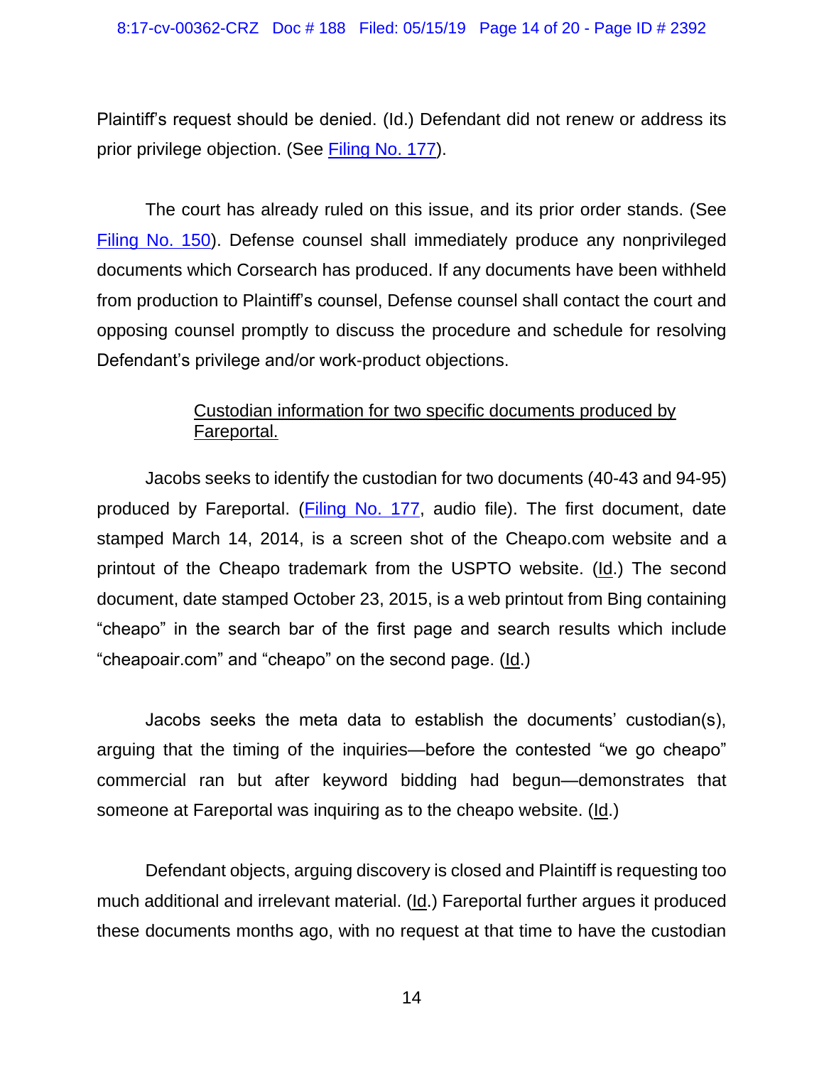Plaintiff's request should be denied. (Id.) Defendant did not renew or address its prior privilege objection. (See Filing No. 177).

The court has already ruled on this issue, and its prior order stands. (See Filing No. 150). Defense counsel shall immediately produce any nonprivileged documents which Corsearch has produced. If any documents have been withheld from production to Plaintiff's counsel, Defense counsel shall contact the court and opposing counsel promptly to discuss the procedure and schedule for resolving Defendant's privilege and/or work-product objections.

<u>Custodian information for two specific documents produced by Fareportal.</u>

Jacobs seeks to identify the custodian for two documents (40-43 and 94-95) produced by Fareportal. (Filing No. 177, audio file). The first document, date stamped March 14, 2014, is a screen shot of the Cheapo.com website and a printout of the Cheapo trademark from the USPTO website. (Id.) The second document, date stamped October 23, 2015, is a web printout from Bing containing "cheapo" in the search bar of the first page and search results which include "cheapoair.com" and "cheapo" on the second page. (Id.)

Jacobs seeks the meta data to establish the documents' custodian(s), arguing that the timing of the inquiries—before the contested "we go cheapo" commercial ran but after keyword bidding had begun—demonstrates that someone at Fareportal was inquiring as to the cheapo website. (Id.)

Defendant objects, arguing discovery is closed and Plaintiff is requesting too much additional and irrelevant material. (Id.) Fareportal further argues it produced these documents months ago, with no request at that time to have the custodian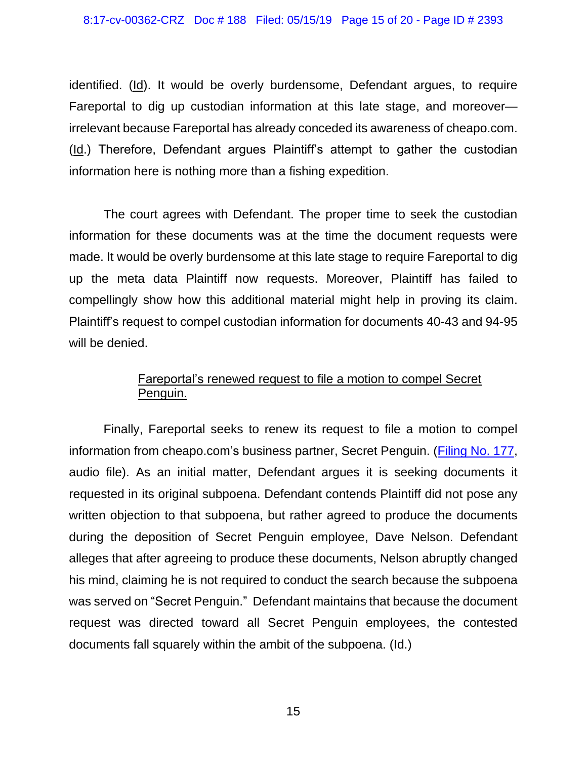identified. (Id). It would be overly burdensome, Defendant argues, to require Fareportal to dig up custodian information at this late stage, and moreover—irrelevant because Fareportal has already conceded its awareness of cheapo.com. (Id.) Therefore, Defendant argues Plaintiff's attempt to gather the custodian information here is nothing more than a fishing expedition.

The court agrees with Defendant. The proper time to seek the custodian information for these documents was at the time the document requests were made. It would be overly burdensome at this late stage to require Fareportal to dig up the meta data Plaintiff now requests. Moreover, Plaintiff has failed to compellingly show how this additional material might help in proving its claim. Plaintiff's request to compel custodian information for documents 40-43 and 94-95 will be denied.

Fareportal's renewed request to file a motion to compel Secret Penguin.

Finally, Fareportal seeks to renew its request to file a motion to compel information from cheapo.com's business partner, Secret Penguin. (Filing No. 177, audio file). As an initial matter, Defendant argues it is seeking documents it requested in its original subpoena. Defendant contends Plaintiff did not pose any written objection to that subpoena, but rather agreed to produce the documents during the deposition of Secret Penguin employee, Dave Nelson. Defendant alleges that after agreeing to produce these documents, Nelson abruptly changed his mind, claiming he is not required to conduct the search because the subpoena was served on "Secret Penguin." Defendant maintains that because the document request was directed toward all Secret Penguin employees, the contested documents fall squarely within the ambit of the subpoena. (Id.)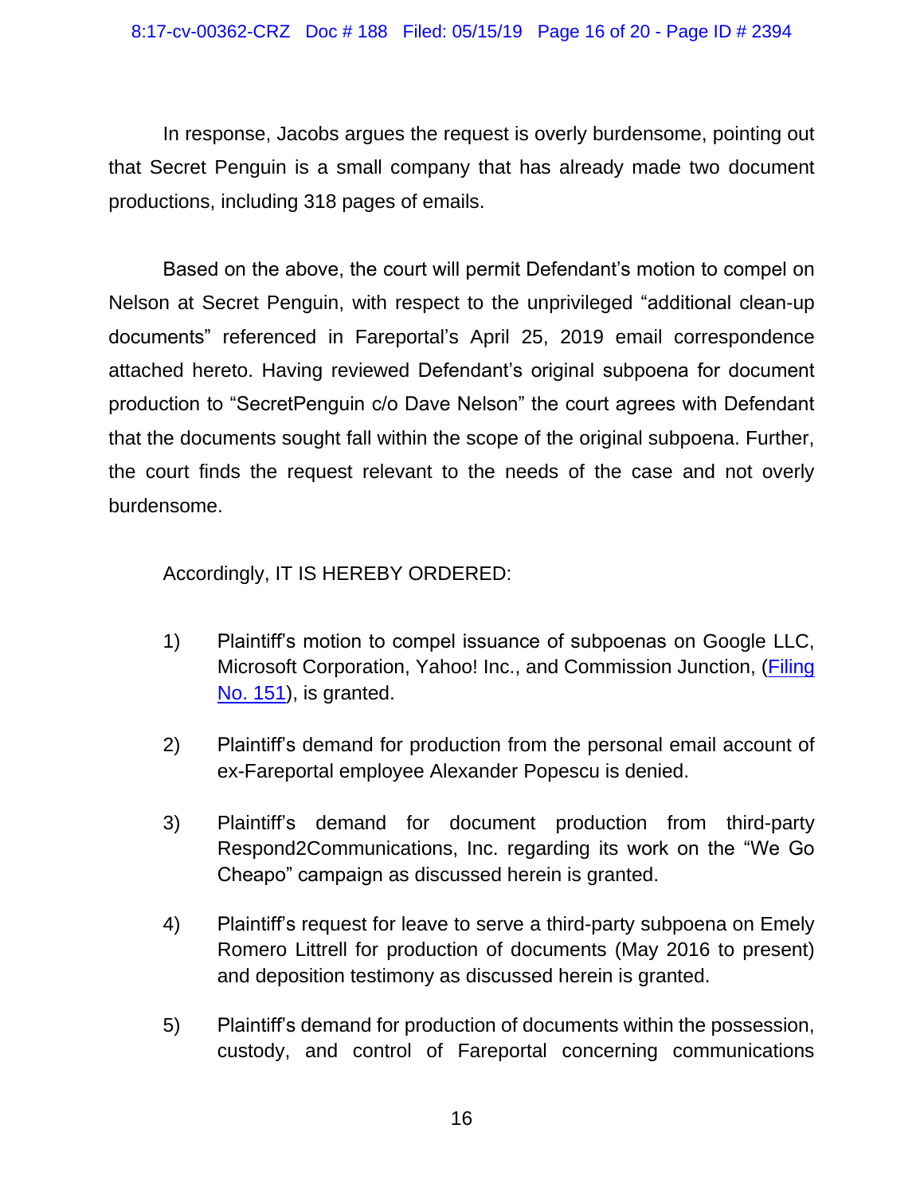In response, Jacobs argues the request is overly burdensome, pointing out that Secret Penguin is a small company that has already made two document productions, including 318 pages of emails.

Based on the above, the court will permit Defendant's motion to compel on Nelson at Secret Penguin, with respect to the unprivileged "additional clean-up documents" referenced in Fareportal's April 25, 2019 email correspondence attached hereto. Having reviewed Defendant's original subpoena for document production to "SecretPenguin c/o Dave Nelson" the court agrees with Defendant that the documents sought fall within the scope of the original subpoena. Further, the court finds the request relevant to the needs of the case and not overly burdensome.

Accordingly, IT IS HEREBY ORDERED:

1) Plaintiff's motion to compel issuance of subpoenas on Google LLC, Microsoft Corporation, Yahoo! Inc., and Commission Junction, (Filing No. 151), is granted.

2) Plaintiff's demand for production from the personal email account of ex-Fareportal employee Alexander Popescu is denied.

3) Plaintiff's demand for document production from third-party Respond2Communications, Inc. regarding its work on the "We Go Cheapo" campaign as discussed herein is granted.

4) Plaintiff's request for leave to serve a third-party subpoena on Emely Romero Littrell for production of documents (May 2016 to present) and deposition testimony as discussed herein is granted.

5) Plaintiff's demand for production of documents within the possession, custody, and control of Fareportal concerning communications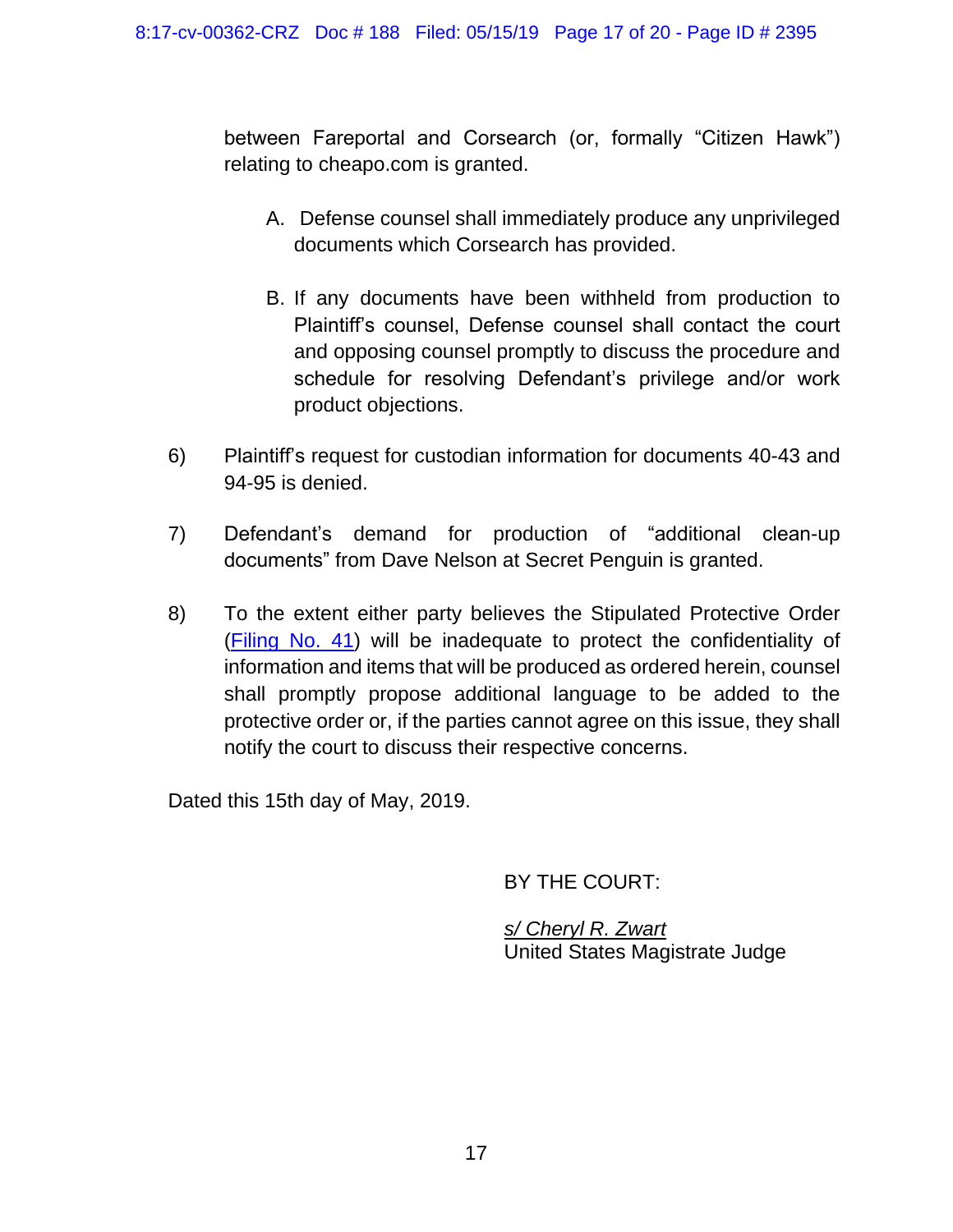between Fareportal and Corsearch (or, formally "Citizen Hawk") relating to cheapo.com is granted.

A. Defense counsel shall immediately produce any unprivileged documents which Corsearch has provided.

B. If any documents have been withheld from production to Plaintiff's counsel, Defense counsel shall contact the court and opposing counsel promptly to discuss the procedure and schedule for resolving Defendant's privilege and/or work product objections.

6) Plaintiff's request for custodian information for documents 40-43 and 94-95 is denied.

7) Defendant's demand for production of "additional clean-up documents" from Dave Nelson at Secret Penguin is granted.

8) To the extent either party believes the Stipulated Protective Order (Filing No. 41) will be inadequate to protect the confidentiality of information and items that will be produced as ordered herein, counsel shall promptly propose additional language to be added to the protective order or, if the parties cannot agree on this issue, they shall notify the court to discuss their respective concerns.

Dated this 15th day of May, 2019.

BY THE COURT:

*s/ Cheryl R. Zwart*
United States Magistrate Judge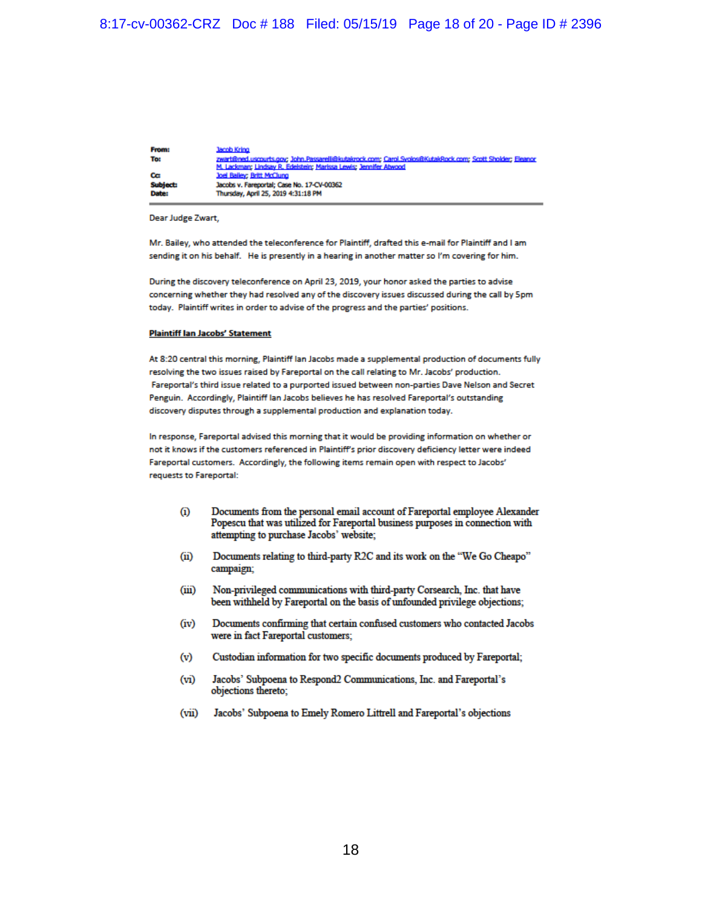| | |
|---|---|
| **From:** | Jacob Kring |
| **To:** | zwart@ned.uscourts.gov; John.Passarelli@kutakrock.com; Carol.Svolos@KutakRock.com; Scott Sholder; Eleanor M. Lackman; Lindsay R. Edelstein; Marissa Lewis; Jennifer Atwood |
| **Cc:** | Joel Bailey; Britt McClung |
| **Subject:** | Jacobs v. Fareportal; Case No. 17-CV-00362 |
| **Date:** | Thursday, April 25, 2019 4:31:18 PM |

Dear Judge Zwart,

Mr. Bailey, who attended the teleconference for Plaintiff, drafted this e-mail for Plaintiff and I am sending it on his behalf. He is presently in a hearing in another matter so I'm covering for him.

During the discovery teleconference on April 23, 2019, your honor asked the parties to advise concerning whether they had resolved any of the discovery issues discussed during the call by 5pm today. Plaintiff writes in order to advise of the progress and the parties' positions.

**Plaintiff Ian Jacobs' Statement**

At 8:20 central this morning, Plaintiff Ian Jacobs made a supplemental production of documents fully resolving the two issues raised by Fareportal on the call relating to Mr. Jacobs' production. Fareportal's third issue related to a purported issued between non-parties Dave Nelson and Secret Penguin. Accordingly, Plaintiff Ian Jacobs believes he has resolved Fareportal's outstanding discovery disputes through a supplemental production and explanation today.

In response, Fareportal advised this morning that it would be providing information on whether or not it knows if the customers referenced in Plaintiff's prior discovery deficiency letter were indeed Fareportal customers. Accordingly, the following items remain open with respect to Jacobs' requests to Fareportal:

(i) Documents from the personal email account of Fareportal employee Alexander Popescu that was utilized for Fareportal business purposes in connection with attempting to purchase Jacobs' website;

(ii) Documents relating to third-party R2C and its work on the "We Go Cheapo" campaign;

(iii) Non-privileged communications with third-party Corsearch, Inc. that have been withheld by Fareportal on the basis of unfounded privilege objections;

(iv) Documents confirming that certain confused customers who contacted Jacobs were in fact Fareportal customers;

(v) Custodian information for two specific documents produced by Fareportal;

(vi) Jacobs' Subpoena to Respond2 Communications, Inc. and Fareportal's objections thereto;

(vii) Jacobs' Subpoena to Emely Romero Littrell and Fareportal's objections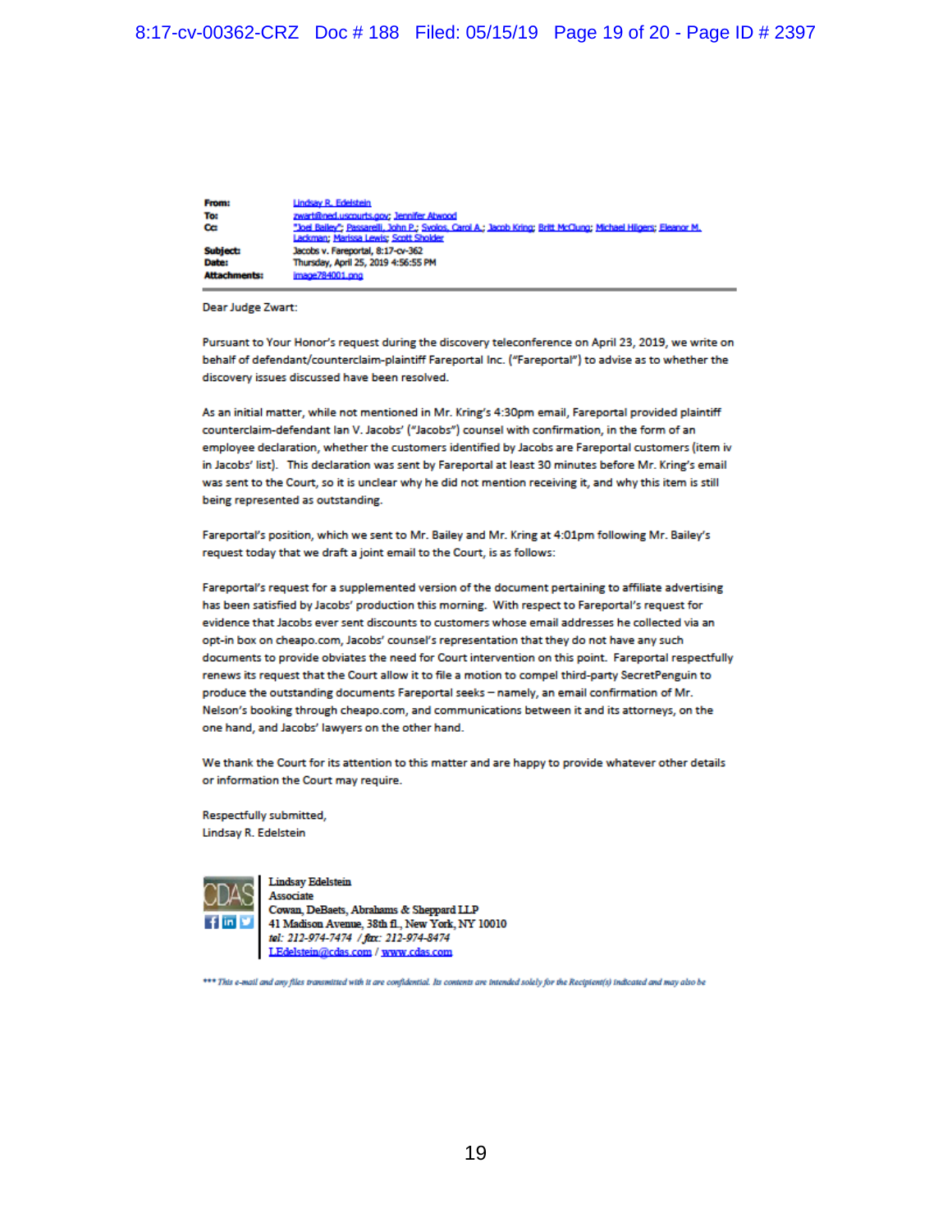| | |
|---|---|
| **From:** | Lindsay R. Edelstein |
| **To:** | zwart@ned.uscourts.gov; Jennifer Atwood |
| **Cc:** | "Joel Bailey"; Passarelli, John P.; Svolos, Carol A.; Jacob Kring; Britt McClung; Michael Hilgers; Eleanor M. Lackman; Marissa Lewis; Scott Sholder |
| **Subject:** | Jacobs v. Fareportal, 8:17-cv-362 |
| **Date:** | Thursday, April 25, 2019 4:56:55 PM |
| **Attachments:** | image784001.png |

Dear Judge Zwart:

Pursuant to Your Honor's request during the discovery teleconference on April 23, 2019, we write on behalf of defendant/counterclaim-plaintiff Fareportal Inc. ("Fareportal") to advise as to whether the discovery issues discussed have been resolved.

As an initial matter, while not mentioned in Mr. Kring's 4:30pm email, Fareportal provided plaintiff counterclaim-defendant Ian V. Jacobs' ("Jacobs") counsel with confirmation, in the form of an employee declaration, whether the customers identified by Jacobs are Fareportal customers (item iv in Jacobs' list). This declaration was sent by Fareportal at least 30 minutes before Mr. Kring's email was sent to the Court, so it is unclear why he did not mention receiving it, and why this item is still being represented as outstanding.

Fareportal's position, which we sent to Mr. Bailey and Mr. Kring at 4:01pm following Mr. Bailey's request today that we draft a joint email to the Court, is as follows:

Fareportal's request for a supplemented version of the document pertaining to affiliate advertising has been satisfied by Jacobs' production this morning. With respect to Fareportal's request for evidence that Jacobs ever sent discounts to customers whose email addresses he collected via an opt-in box on cheapo.com, Jacobs' counsel's representation that they do not have any such documents to provide obviates the need for Court intervention on this point. Fareportal respectfully renews its request that the Court allow it to file a motion to compel third-party SecretPenguin to produce the outstanding documents Fareportal seeks – namely, an email confirmation of Mr. Nelson's booking through cheapo.com, and communications between it and its attorneys, on the one hand, and Jacobs' lawyers on the other hand.

We thank the Court for its attention to this matter and are happy to provide whatever other details or information the Court may require.

Respectfully submitted,
Lindsay R. Edelstein

CDAS

Lindsay Edelstein
Associate
Cowan, DeBaets, Abrahams & Sheppard LLP
41 Madison Avenue, 38th fl., New York, NY 10010
*tel: 212-974-7474 / fax: 212-974-8474*
LEdelstein@cdas.com / www.cdas.com

*\*\*\* This e-mail and any files transmitted with it are confidential. Its contents are intended solely for the Recipient(s) indicated and may also be*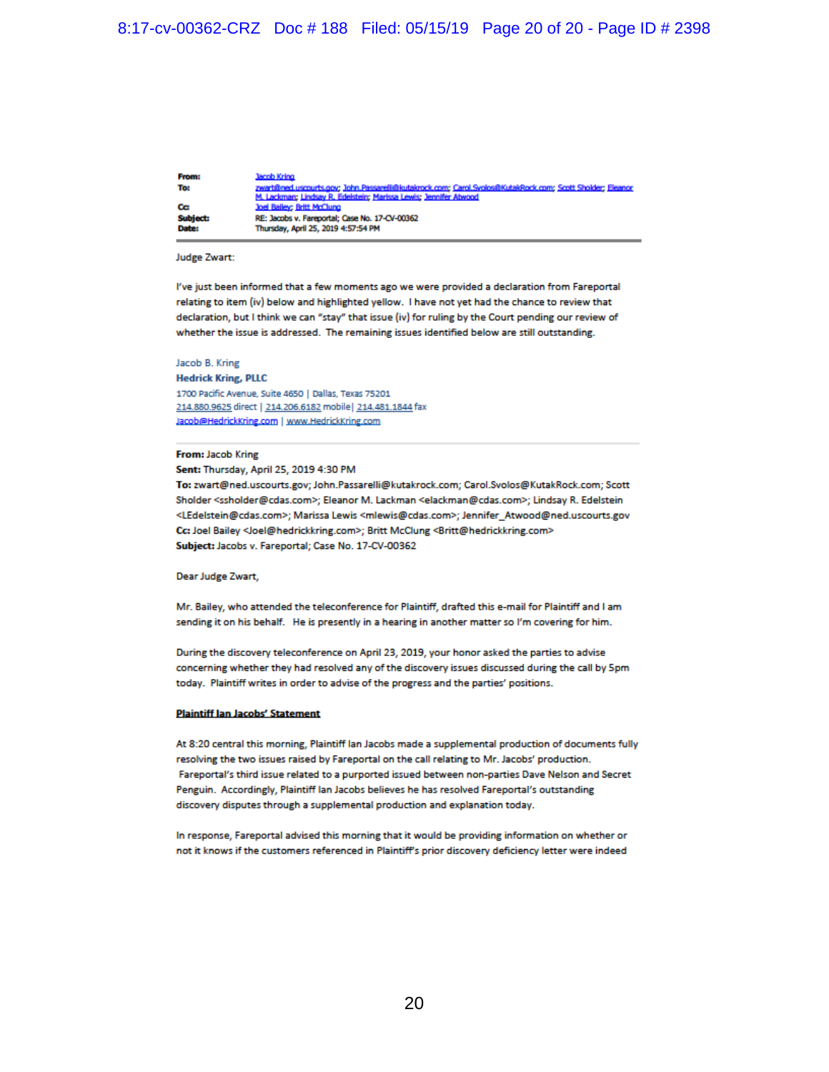| | |
|---|---|
| **From:** | Jacob Kring |
| **To:** | zwart@ned.uscourts.gov; John.Passarelli@kutakrock.com; Carol.Svolos@KutakRock.com; Scott Sholder; Eleanor M. Lackman; Lindsay R. Edelstein; Marissa Lewis; Jennifer Atwood |
| **Cc:** | Joel Bailey; Britt McClung |
| **Subject:** | RE: Jacobs v. Fareportal; Case No. 17-CV-00362 |
| **Date:** | Thursday, April 25, 2019 4:57:54 PM |

Judge Zwart:

I've just been informed that a few moments ago we were provided a declaration from Fareportal relating to item (iv) below and highlighted yellow. I have not yet had the chance to review that declaration, but I think we can "stay" that issue (iv) for ruling by the Court pending our review of whether the issue is addressed. The remaining issues identified below are still outstanding.

Jacob B. Kring
**Hedrick Kring, PLLC**
1700 Pacific Avenue, Suite 4650 | Dallas, Texas 75201
214.880.9625 direct | 214.206.6182 mobile| 214.481.1844 fax
Jacob@HedrickKring.com | www.HedrickKring.com

---

**From:** Jacob Kring
**Sent:** Thursday, April 25, 2019 4:30 PM
**To:** zwart@ned.uscourts.gov; John.Passarelli@kutakrock.com; Carol.Svolos@KutakRock.com; Scott Sholder <ssholder@cdas.com>; Eleanor M. Lackman <elackman@cdas.com>; Lindsay R. Edelstein <LEdelstein@cdas.com>; Marissa Lewis <mlewis@cdas.com>; Jennifer_Atwood@ned.uscourts.gov
**Cc:** Joel Bailey <Joel@hedrickkring.com>; Britt McClung <Britt@hedrickkring.com>
**Subject:** Jacobs v. Fareportal; Case No. 17-CV-00362

Dear Judge Zwart,

Mr. Bailey, who attended the teleconference for Plaintiff, drafted this e-mail for Plaintiff and I am sending it on his behalf. He is presently in a hearing in another matter so I'm covering for him.

During the discovery teleconference on April 23, 2019, your honor asked the parties to advise concerning whether they had resolved any of the discovery issues discussed during the call by 5pm today. Plaintiff writes in order to advise of the progress and the parties' positions.

**Plaintiff Ian Jacobs' Statement**

At 8:20 central this morning, Plaintiff Ian Jacobs made a supplemental production of documents fully resolving the two issues raised by Fareportal on the call relating to Mr. Jacobs' production. Fareportal's third issue related to a purported issued between non-parties Dave Nelson and Secret Penguin. Accordingly, Plaintiff Ian Jacobs believes he has resolved Fareportal's outstanding discovery disputes through a supplemental production and explanation today.

In response, Fareportal advised this morning that it would be providing information on whether or not it knows if the customers referenced in Plaintiff's prior discovery deficiency letter were indeed